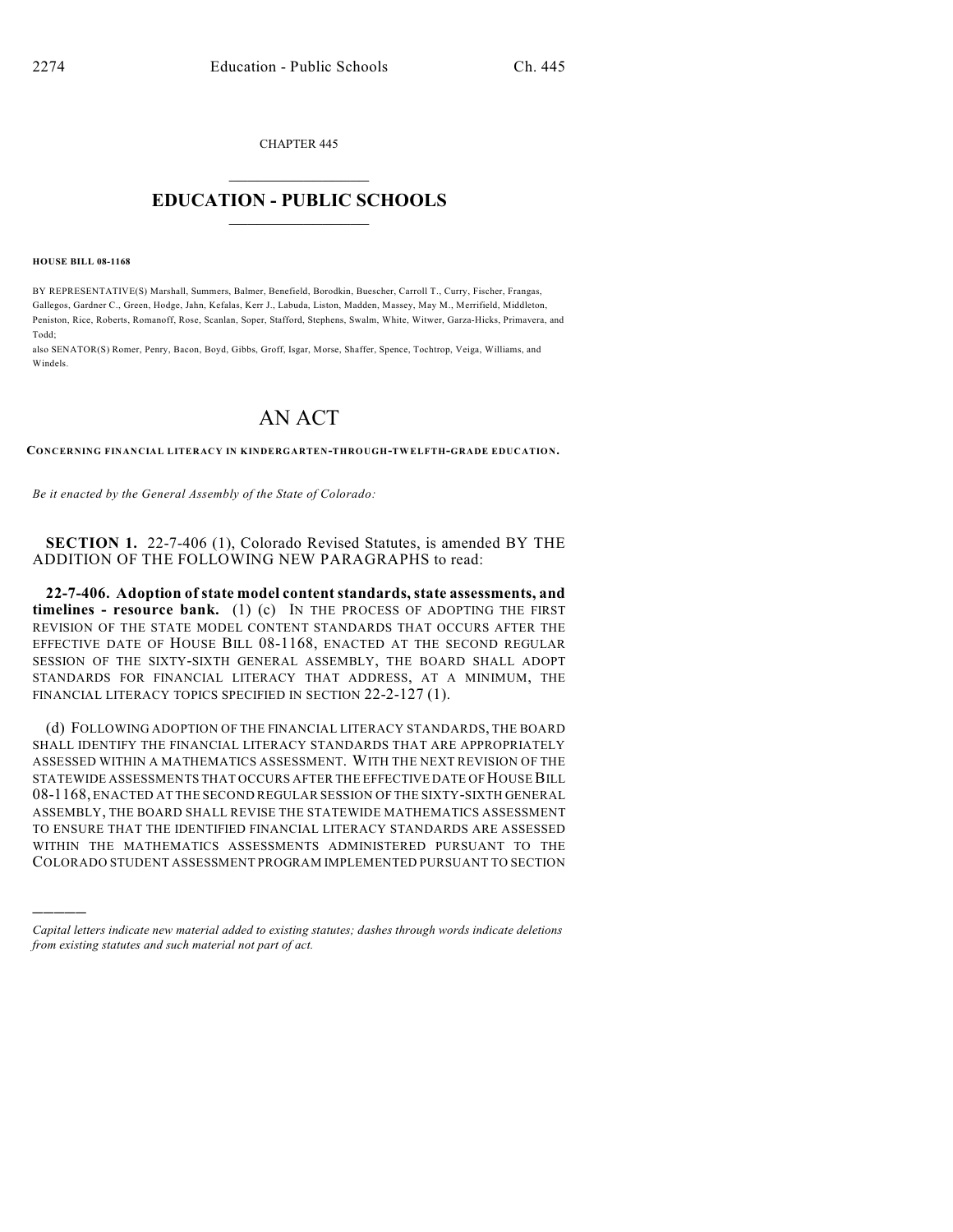CHAPTER 445

# EDUCATION - PUBLIC SCHOOLS

**HOUSE BILL 08-1168**

BY REPRESENTATIVE(S) Marshall, Summers, Balmer, Benefield, Borodkin, Buescher, Carroll T., Curry, Fischer, Frangas, Gallegos, Gardner C., Green, Hodge, Jahn, Kefalas, Kerr J., Labuda, Liston, Madden, Massey, May M., Merrifield, Middleton, Peniston, Rice, Roberts, Romanoff, Rose, Scanlan, Soper, Stafford, Stephens, Swalm, White, Witwer, Garza-Hicks, Primavera, and Todd;

also SENATOR(S) Romer, Penry, Bacon, Boyd, Gibbs, Groff, Isgar, Morse, Shaffer, Spence, Tochtrop, Veiga, Williams, and Windels.

# AN ACT

**CONCERNING FINANCIAL LITERACY IN KINDERGARTEN-THROUGH-TWELFTH-GRADE EDUCATION.**

*Be it enacted by the General Assembly of the State of Colorado:*

**SECTION 1.** 22-7-406 (1), Colorado Revised Statutes, is amended BY THE ADDITION OF THE FOLLOWING NEW PARAGRAPHS to read:

**22-7-406. Adoption of state model content standards, state assessments, and timelines - resource bank.** (1) (c) IN THE PROCESS OF ADOPTING THE FIRST REVISION OF THE STATE MODEL CONTENT STANDARDS THAT OCCURS AFTER THE EFFECTIVE DATE OF HOUSE BILL 08-1168, ENACTED AT THE SECOND REGULAR SESSION OF THE SIXTY-SIXTH GENERAL ASSEMBLY, THE BOARD SHALL ADOPT STANDARDS FOR FINANCIAL LITERACY THAT ADDRESS, AT A MINIMUM, THE FINANCIAL LITERACY TOPICS SPECIFIED IN SECTION 22-2-127 (1).

(d) FOLLOWING ADOPTION OF THE FINANCIAL LITERACY STANDARDS, THE BOARD SHALL IDENTIFY THE FINANCIAL LITERACY STANDARDS THAT ARE APPROPRIATELY ASSESSED WITHIN A MATHEMATICS ASSESSMENT. WITH THE NEXT REVISION OF THE STATEWIDE ASSESSMENTS THAT OCCURS AFTER THE EFFECTIVE DATE OF HOUSE BILL 08-1168, ENACTED AT THE SECOND REGULAR SESSION OF THE SIXTY-SIXTH GENERAL ASSEMBLY, THE BOARD SHALL REVISE THE STATEWIDE MATHEMATICS ASSESSMENT TO ENSURE THAT THE IDENTIFIED FINANCIAL LITERACY STANDARDS ARE ASSESSED WITHIN THE MATHEMATICS ASSESSMENTS ADMINISTERED PURSUANT TO THE COLORADO STUDENT ASSESSMENT PROGRAM IMPLEMENTED PURSUANT TO SECTION

---

*Capital letters indicate new material added to existing statutes; dashes through words indicate deletions from existing statutes and such material not part of act.*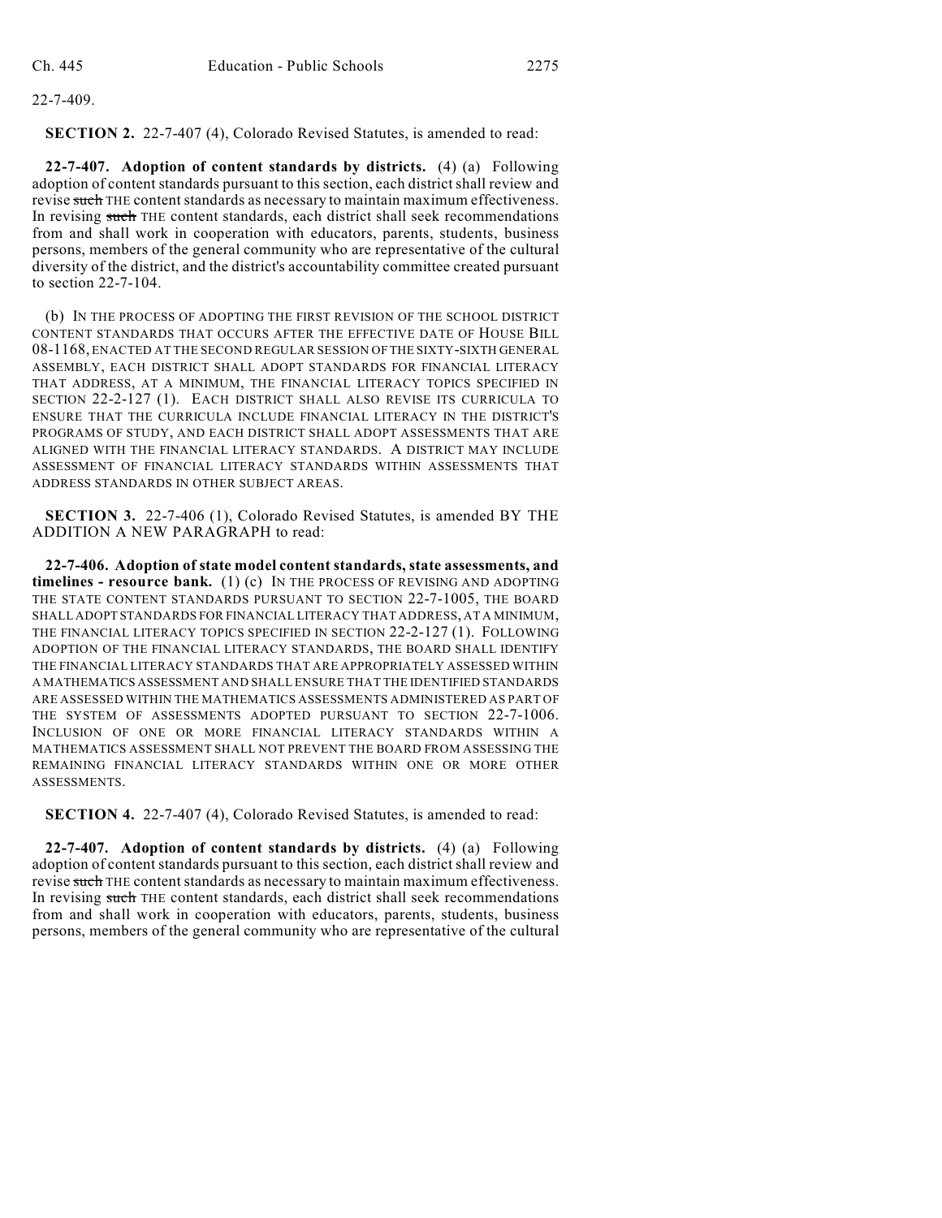22-7-409.

**SECTION 2.** 22-7-407 (4), Colorado Revised Statutes, is amended to read:

**22-7-407. Adoption of content standards by districts.** (4) (a) Following adoption of content standards pursuant to this section, each district shall review and revise ~~such~~ THE content standards as necessary to maintain maximum effectiveness. In revising ~~such~~ THE content standards, each district shall seek recommendations from and shall work in cooperation with educators, parents, students, business persons, members of the general community who are representative of the cultural diversity of the district, and the district's accountability committee created pursuant to section 22-7-104.

(b) IN THE PROCESS OF ADOPTING THE FIRST REVISION OF THE SCHOOL DISTRICT CONTENT STANDARDS THAT OCCURS AFTER THE EFFECTIVE DATE OF HOUSE BILL 08-1168, ENACTED AT THE SECOND REGULAR SESSION OF THE SIXTY-SIXTH GENERAL ASSEMBLY, EACH DISTRICT SHALL ADOPT STANDARDS FOR FINANCIAL LITERACY THAT ADDRESS, AT A MINIMUM, THE FINANCIAL LITERACY TOPICS SPECIFIED IN SECTION 22-2-127 (1). EACH DISTRICT SHALL ALSO REVISE ITS CURRICULA TO ENSURE THAT THE CURRICULA INCLUDE FINANCIAL LITERACY IN THE DISTRICT'S PROGRAMS OF STUDY, AND EACH DISTRICT SHALL ADOPT ASSESSMENTS THAT ARE ALIGNED WITH THE FINANCIAL LITERACY STANDARDS. A DISTRICT MAY INCLUDE ASSESSMENT OF FINANCIAL LITERACY STANDARDS WITHIN ASSESSMENTS THAT ADDRESS STANDARDS IN OTHER SUBJECT AREAS.

**SECTION 3.** 22-7-406 (1), Colorado Revised Statutes, is amended BY THE ADDITION A NEW PARAGRAPH to read:

**22-7-406. Adoption of state model content standards, state assessments, and timelines - resource bank.** (1) (c) IN THE PROCESS OF REVISING AND ADOPTING THE STATE CONTENT STANDARDS PURSUANT TO SECTION 22-7-1005, THE BOARD SHALL ADOPT STANDARDS FOR FINANCIAL LITERACY THAT ADDRESS, AT A MINIMUM, THE FINANCIAL LITERACY TOPICS SPECIFIED IN SECTION 22-2-127 (1). FOLLOWING ADOPTION OF THE FINANCIAL LITERACY STANDARDS, THE BOARD SHALL IDENTIFY THE FINANCIAL LITERACY STANDARDS THAT ARE APPROPRIATELY ASSESSED WITHIN A MATHEMATICS ASSESSMENT AND SHALL ENSURE THAT THE IDENTIFIED STANDARDS ARE ASSESSED WITHIN THE MATHEMATICS ASSESSMENTS ADMINISTERED AS PART OF THE SYSTEM OF ASSESSMENTS ADOPTED PURSUANT TO SECTION 22-7-1006. INCLUSION OF ONE OR MORE FINANCIAL LITERACY STANDARDS WITHIN A MATHEMATICS ASSESSMENT SHALL NOT PREVENT THE BOARD FROM ASSESSING THE REMAINING FINANCIAL LITERACY STANDARDS WITHIN ONE OR MORE OTHER ASSESSMENTS.

**SECTION 4.** 22-7-407 (4), Colorado Revised Statutes, is amended to read:

**22-7-407. Adoption of content standards by districts.** (4) (a) Following adoption of content standards pursuant to this section, each district shall review and revise ~~such~~ THE content standards as necessary to maintain maximum effectiveness. In revising ~~such~~ THE content standards, each district shall seek recommendations from and shall work in cooperation with educators, parents, students, business persons, members of the general community who are representative of the cultural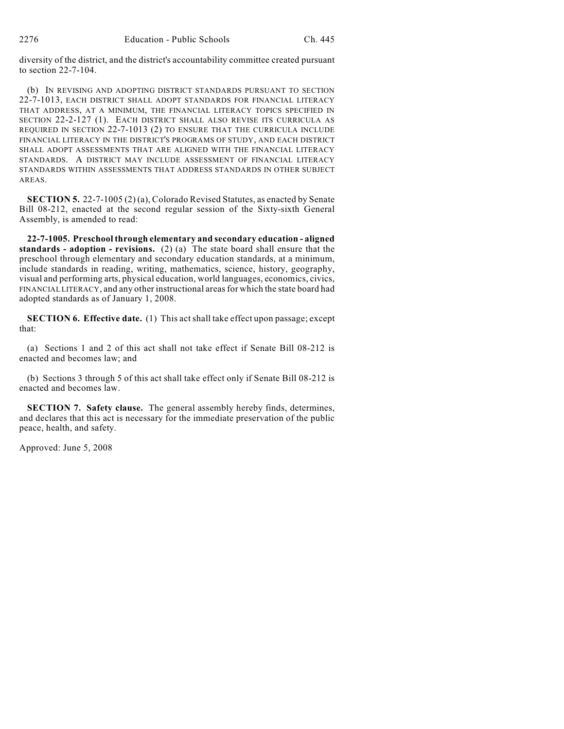diversity of the district, and the district's accountability committee created pursuant to section 22-7-104.

(b) IN REVISING AND ADOPTING DISTRICT STANDARDS PURSUANT TO SECTION 22-7-1013, EACH DISTRICT SHALL ADOPT STANDARDS FOR FINANCIAL LITERACY THAT ADDRESS, AT A MINIMUM, THE FINANCIAL LITERACY TOPICS SPECIFIED IN SECTION 22-2-127 (1). EACH DISTRICT SHALL ALSO REVISE ITS CURRICULA AS REQUIRED IN SECTION 22-7-1013 (2) TO ENSURE THAT THE CURRICULA INCLUDE FINANCIAL LITERACY IN THE DISTRICT'S PROGRAMS OF STUDY, AND EACH DISTRICT SHALL ADOPT ASSESSMENTS THAT ARE ALIGNED WITH THE FINANCIAL LITERACY STANDARDS. A DISTRICT MAY INCLUDE ASSESSMENT OF FINANCIAL LITERACY STANDARDS WITHIN ASSESSMENTS THAT ADDRESS STANDARDS IN OTHER SUBJECT AREAS.

**SECTION 5.** 22-7-1005 (2) (a), Colorado Revised Statutes, as enacted by Senate Bill 08-212, enacted at the second regular session of the Sixty-sixth General Assembly, is amended to read:

**22-7-1005. Preschool through elementary and secondary education - aligned standards - adoption - revisions.** (2) (a) The state board shall ensure that the preschool through elementary and secondary education standards, at a minimum, include standards in reading, writing, mathematics, science, history, geography, visual and performing arts, physical education, world languages, economics, civics, FINANCIAL LITERACY, and any other instructional areas for which the state board had adopted standards as of January 1, 2008.

**SECTION 6. Effective date.** (1) This act shall take effect upon passage; except that:

(a) Sections 1 and 2 of this act shall not take effect if Senate Bill 08-212 is enacted and becomes law; and

(b) Sections 3 through 5 of this act shall take effect only if Senate Bill 08-212 is enacted and becomes law.

**SECTION 7. Safety clause.** The general assembly hereby finds, determines, and declares that this act is necessary for the immediate preservation of the public peace, health, and safety.

Approved: June 5, 2008